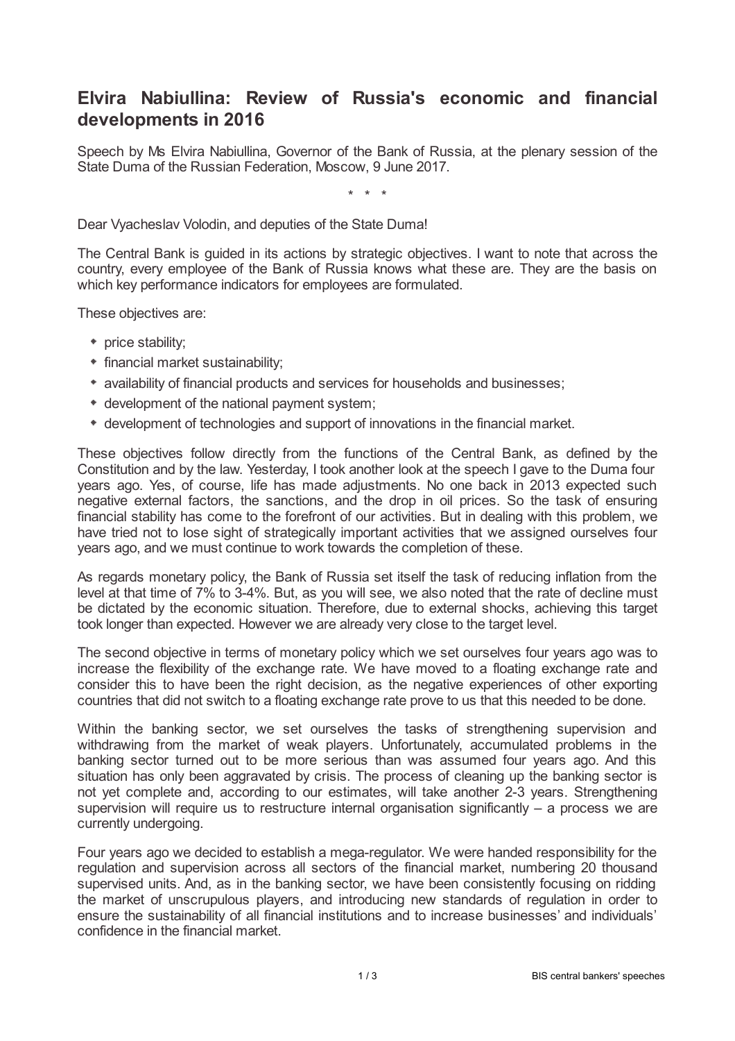# Elvira Nabiullina: Review of Russia's economic and financial developments in 2016

Speech by Ms Elvira Nabiullina, Governor of the Bank of Russia, at the plenary session of the State Duma of the Russian Federation, Moscow, 9 June 2017.

\* \* \*

Dear Vyacheslav Volodin, and deputies of the State Duma!

The Central Bank is guided in its actions by strategic objectives. I want to note that across the country, every employee of the Bank of Russia knows what these are. They are the basis on which key performance indicators for employees are formulated.

These objectives are:

- price stability;
- financial market sustainability;
- availability of financial products and services for households and businesses;
- development of the national payment system;
- development of technologies and support of innovations in the financial market.

These objectives follow directly from the functions of the Central Bank, as defined by the Constitution and by the law. Yesterday, I took another look at the speech I gave to the Duma four years ago. Yes, of course, life has made adjustments. No one back in 2013 expected such negative external factors, the sanctions, and the drop in oil prices. So the task of ensuring financial stability has come to the forefront of our activities. But in dealing with this problem, we have tried not to lose sight of strategically important activities that we assigned ourselves four years ago, and we must continue to work towards the completion of these.

As regards monetary policy, the Bank of Russia set itself the task of reducing inflation from the level at that time of 7% to 3-4%. But, as you will see, we also noted that the rate of decline must be dictated by the economic situation. Therefore, due to external shocks, achieving this target took longer than expected. However we are already very close to the target level.

The second objective in terms of monetary policy which we set ourselves four years ago was to increase the flexibility of the exchange rate. We have moved to a floating exchange rate and consider this to have been the right decision, as the negative experiences of other exporting countries that did not switch to a floating exchange rate prove to us that this needed to be done.

Within the banking sector, we set ourselves the tasks of strengthening supervision and withdrawing from the market of weak players. Unfortunately, accumulated problems in the banking sector turned out to be more serious than was assumed four years ago. And this situation has only been aggravated by crisis. The process of cleaning up the banking sector is not yet complete and, according to our estimates, will take another 2-3 years. Strengthening supervision will require us to restructure internal organisation significantly – a process we are currently undergoing.

Four years ago we decided to establish a mega-regulator. We were handed responsibility for the regulation and supervision across all sectors of the financial market, numbering 20 thousand supervised units. And, as in the banking sector, we have been consistently focusing on ridding the market of unscrupulous players, and introducing new standards of regulation in order to ensure the sustainability of all financial institutions and to increase businesses' and individuals' confidence in the financial market.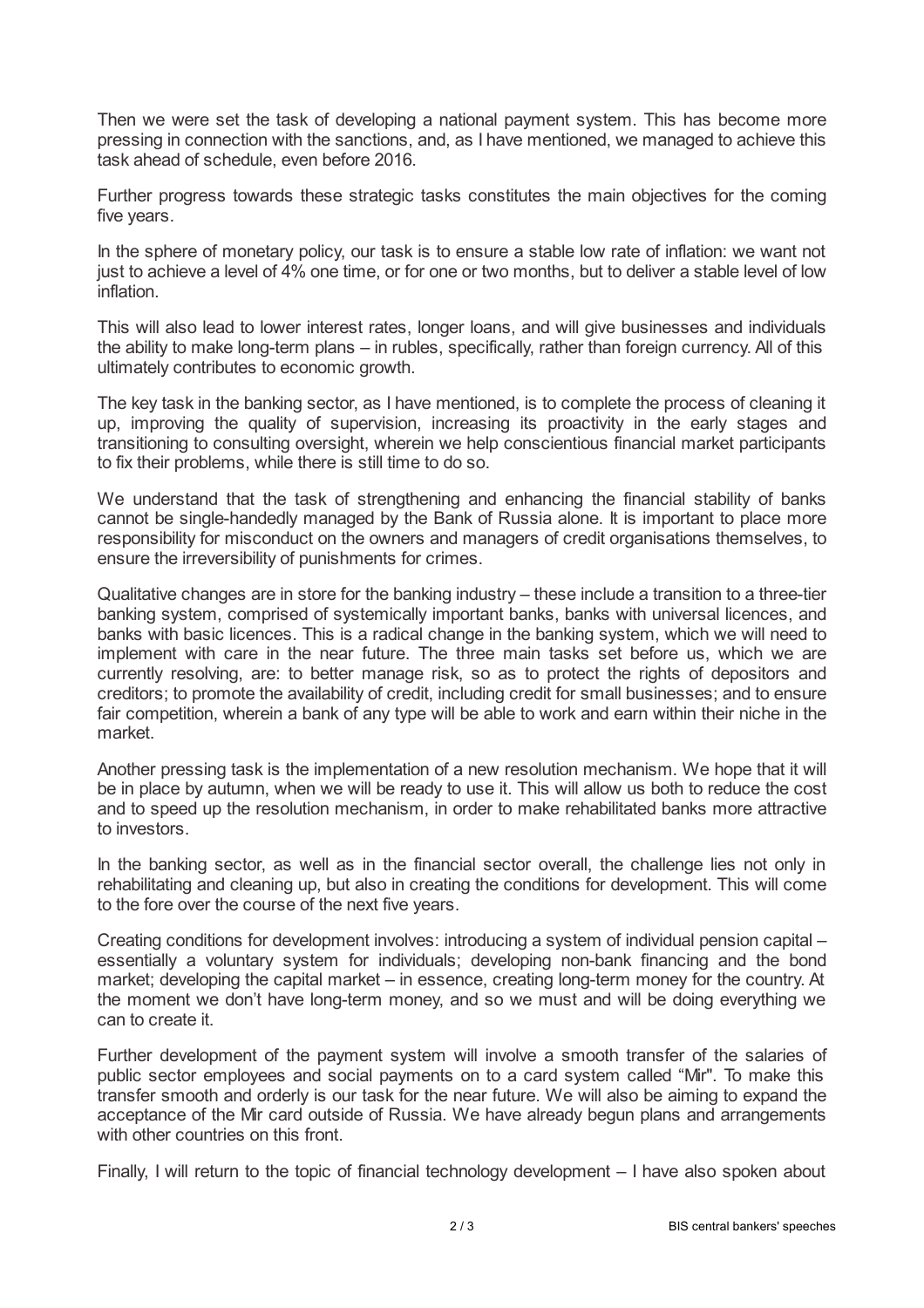Then we were set the task of developing a national payment system. This has become more pressing in connection with the sanctions, and, as I have mentioned, we managed to achieve this task ahead of schedule, even before 2016.

Further progress towards these strategic tasks constitutes the main objectives for the coming five years.

In the sphere of monetary policy, our task is to ensure a stable low rate of inflation: we want not just to achieve a level of 4% one time, or for one or two months, but to deliver a stable level of low inflation.

This will also lead to lower interest rates, longer loans, and will give businesses and individuals the ability to make long-term plans – in rubles, specifically, rather than foreign currency. All of this ultimately contributes to economic growth.

The key task in the banking sector, as I have mentioned, is to complete the process of cleaning it up, improving the quality of supervision, increasing its proactivity in the early stages and transitioning to consulting oversight, wherein we help conscientious financial market participants to fix their problems, while there is still time to do so.

We understand that the task of strengthening and enhancing the financial stability of banks cannot be single-handedly managed by the Bank of Russia alone. It is important to place more responsibility for misconduct on the owners and managers of credit organisations themselves, to ensure the irreversibility of punishments for crimes.

Qualitative changes are in store for the banking industry – these include a transition to a three-tier banking system, comprised of systemically important banks, banks with universal licences, and banks with basic licences. This is a radical change in the banking system, which we will need to implement with care in the near future. The three main tasks set before us, which we are currently resolving, are: to better manage risk, so as to protect the rights of depositors and creditors; to promote the availability of credit, including credit for small businesses; and to ensure fair competition, wherein a bank of any type will be able to work and earn within their niche in the market.

Another pressing task is the implementation of a new resolution mechanism. We hope that it will be in place by autumn, when we will be ready to use it. This will allow us both to reduce the cost and to speed up the resolution mechanism, in order to make rehabilitated banks more attractive to investors.

In the banking sector, as well as in the financial sector overall, the challenge lies not only in rehabilitating and cleaning up, but also in creating the conditions for development. This will come to the fore over the course of the next five years.

Creating conditions for development involves: introducing a system of individual pension capital – essentially a voluntary system for individuals; developing non-bank financing and the bond market; developing the capital market – in essence, creating long-term money for the country. At the moment we don't have long-term money, and so we must and will be doing everything we can to create it.

Further development of the payment system will involve a smooth transfer of the salaries of public sector employees and social payments on to a card system called "Mir". To make this transfer smooth and orderly is our task for the near future. We will also be aiming to expand the acceptance of the Mir card outside of Russia. We have already begun plans and arrangements with other countries on this front.

Finally, I will return to the topic of financial technology development – I have also spoken about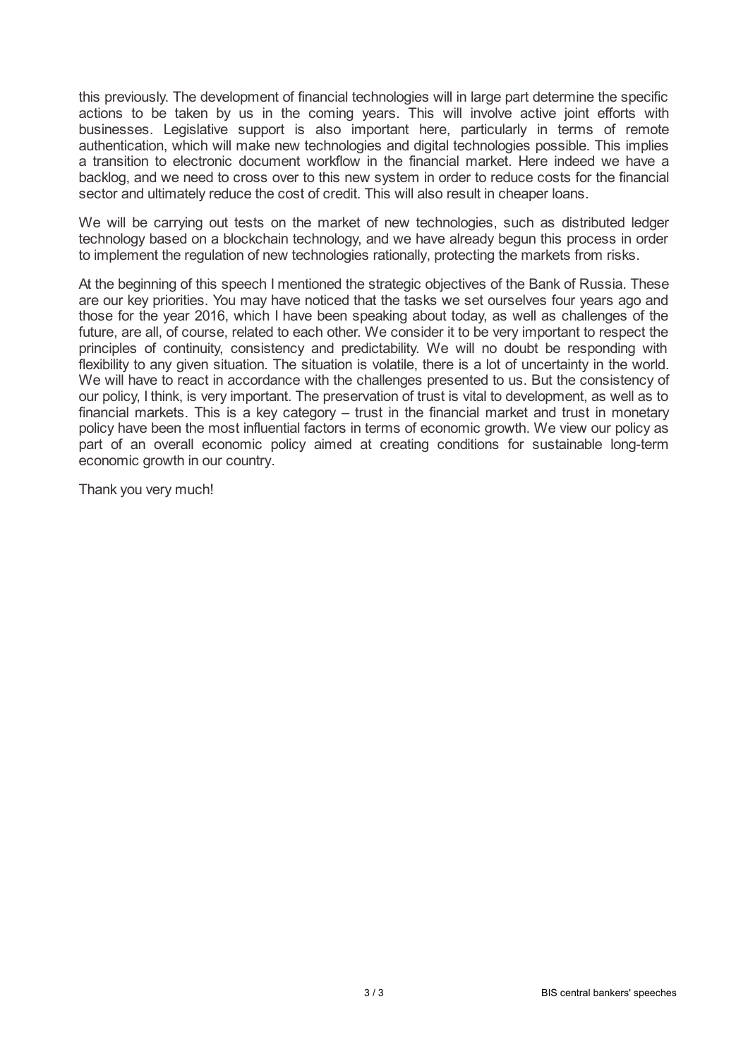this previously. The development of financial technologies will in large part determine the specific actions to be taken by us in the coming years. This will involve active joint efforts with businesses. Legislative support is also important here, particularly in terms of remote authentication, which will make new technologies and digital technologies possible. This implies a transition to electronic document workflow in the financial market. Here indeed we have a backlog, and we need to cross over to this new system in order to reduce costs for the financial sector and ultimately reduce the cost of credit. This will also result in cheaper loans.

We will be carrying out tests on the market of new technologies, such as distributed ledger technology based on a blockchain technology, and we have already begun this process in order to implement the regulation of new technologies rationally, protecting the markets from risks.

At the beginning of this speech I mentioned the strategic objectives of the Bank of Russia. These are our key priorities. You may have noticed that the tasks we set ourselves four years ago and those for the year 2016, which I have been speaking about today, as well as challenges of the future, are all, of course, related to each other. We consider it to be very important to respect the principles of continuity, consistency and predictability. We will no doubt be responding with flexibility to any given situation. The situation is volatile, there is a lot of uncertainty in the world. We will have to react in accordance with the challenges presented to us. But the consistency of our policy, I think, is very important. The preservation of trust is vital to development, as well as to financial markets. This is a key category – trust in the financial market and trust in monetary policy have been the most influential factors in terms of economic growth. We view our policy as part of an overall economic policy aimed at creating conditions for sustainable long-term economic growth in our country.

Thank you very much!